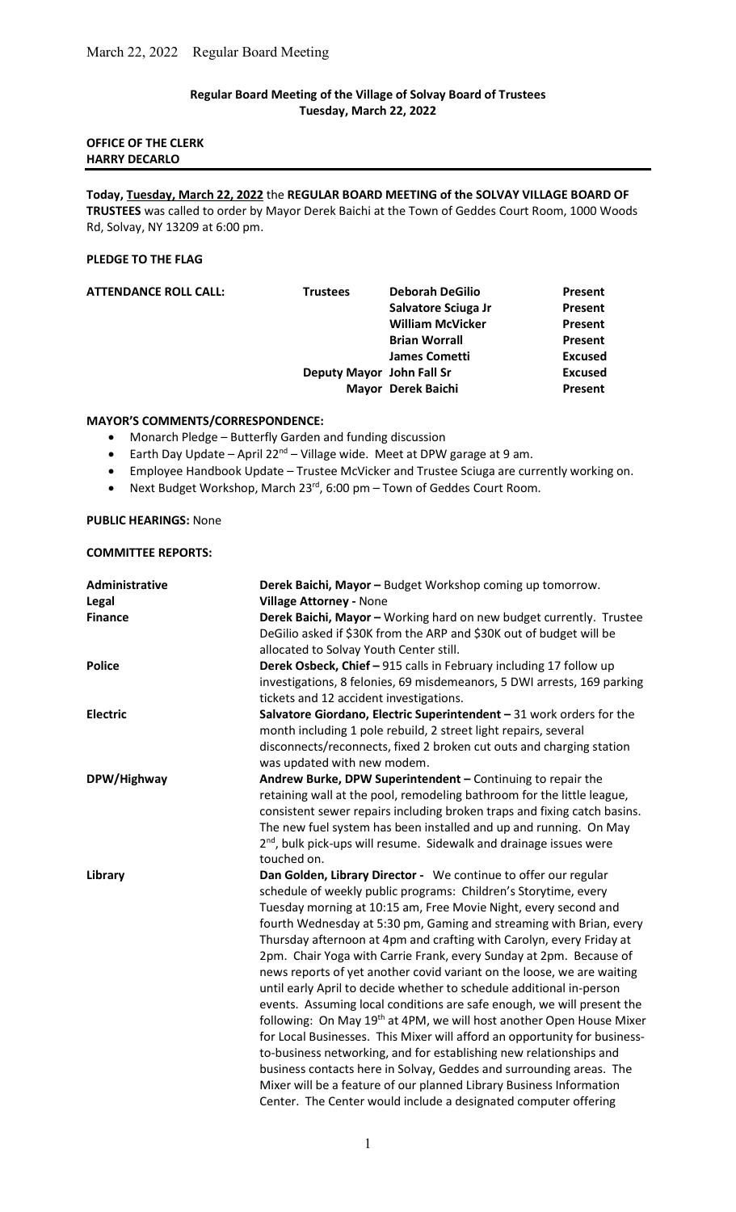**Regular Board Meeting of the Village of Solvay Board of Trustees**
**Tuesday, March 22, 2022**

**OFFICE OF THE CLERK**
**HARRY DECARLO**

---

**Today, Tuesday, March 22, 2022** the **REGULAR BOARD MEETING of the SOLVAY VILLAGE BOARD OF TRUSTEES** was called to order by Mayor Derek Baichi at the Town of Geddes Court Room, 1000 Woods Rd, Solvay, NY 13209 at 6:00 pm.

**PLEDGE TO THE FLAG**

| **ATTENDANCE ROLL CALL:** | | | |
|---|---|---|---|
| | **Trustees** | **Deborah DeGilio** | **Present** |
| | | **Salvatore Sciuga Jr** | **Present** |
| | | **William McVicker** | **Present** |
| | | **Brian Worrall** | **Present** |
| | | **James Cometti** | **Excused** |
| | **Deputy Mayor** | **John Fall Sr** | **Excused** |
| | **Mayor** | **Derek Baichi** | **Present** |

**MAYOR'S COMMENTS/CORRESPONDENCE:**

- Monarch Pledge – Butterfly Garden and funding discussion
- Earth Day Update – April 22nd – Village wide. Meet at DPW garage at 9 am.
- Employee Handbook Update – Trustee McVicker and Trustee Sciuga are currently working on.
- Next Budget Workshop, March 23rd, 6:00 pm – Town of Geddes Court Room.

**PUBLIC HEARINGS:** None

**COMMITTEE REPORTS:**

| | |
|---|---|
| **Administrative** | **Derek Baichi, Mayor –** Budget Workshop coming up tomorrow. |
| **Legal** | **Village Attorney -** None |
| **Finance** | **Derek Baichi, Mayor –** Working hard on new budget currently. Trustee DeGilio asked if $30K from the ARP and $30K out of budget will be allocated to Solvay Youth Center still. |
| **Police** | **Derek Osbeck, Chief –** 915 calls in February including 17 follow up investigations, 8 felonies, 69 misdemeanors, 5 DWI arrests, 169 parking tickets and 12 accident investigations. |
| **Electric** | **Salvatore Giordano, Electric Superintendent –** 31 work orders for the month including 1 pole rebuild, 2 street light repairs, several disconnects/reconnects, fixed 2 broken cut outs and charging station was updated with new modem. |
| **DPW/Highway** | **Andrew Burke, DPW Superintendent –** Continuing to repair the retaining wall at the pool, remodeling bathroom for the little league, consistent sewer repairs including broken traps and fixing catch basins. The new fuel system has been installed and up and running. On May 2nd, bulk pick-ups will resume. Sidewalk and drainage issues were touched on. |
| **Library** | **Dan Golden, Library Director -** We continue to offer our regular schedule of weekly public programs: Children's Storytime, every Tuesday morning at 10:15 am, Free Movie Night, every second and fourth Wednesday at 5:30 pm, Gaming and streaming with Brian, every Thursday afternoon at 4pm and crafting with Carolyn, every Friday at 2pm. Chair Yoga with Carrie Frank, every Sunday at 2pm. Because of news reports of yet another covid variant on the loose, we are waiting until early April to decide whether to schedule additional in-person events. Assuming local conditions are safe enough, we will present the following: On May 19th at 4PM, we will host another Open House Mixer for Local Businesses. This Mixer will afford an opportunity for business-to-business networking, and for establishing new relationships and business contacts here in Solvay, Geddes and surrounding areas. The Mixer will be a feature of our planned Library Business Information Center. The Center would include a designated computer offering |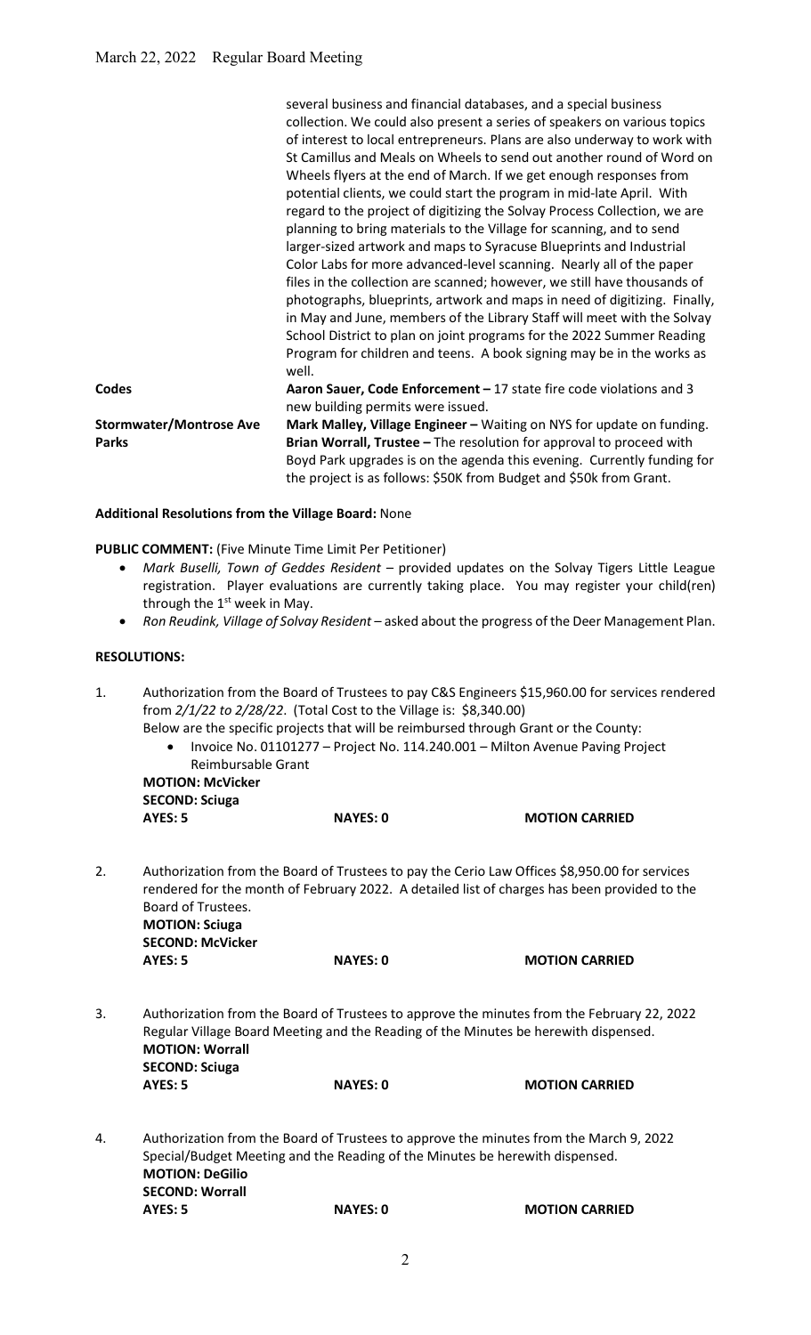| | |
|---|---|
| | several business and financial databases, and a special business collection. We could also present a series of speakers on various topics of interest to local entrepreneurs. Plans are also underway to work with St Camillus and Meals on Wheels to send out another round of Word on Wheels flyers at the end of March. If we get enough responses from potential clients, we could start the program in mid-late April. With regard to the project of digitizing the Solvay Process Collection, we are planning to bring materials to the Village for scanning, and to send larger-sized artwork and maps to Syracuse Blueprints and Industrial Color Labs for more advanced-level scanning. Nearly all of the paper files in the collection are scanned; however, we still have thousands of photographs, blueprints, artwork and maps in need of digitizing. Finally, in May and June, members of the Library Staff will meet with the Solvay School District to plan on joint programs for the 2022 Summer Reading Program for children and teens. A book signing may be in the works as well. |
| **Codes** | **Aaron Sauer, Code Enforcement –** 17 state fire code violations and 3 new building permits were issued. |
| **Stormwater/Montrose Ave** | **Mark Malley, Village Engineer –** Waiting on NYS for update on funding. |
| **Parks** | **Brian Worrall, Trustee –** The resolution for approval to proceed with Boyd Park upgrades is on the agenda this evening. Currently funding for the project is as follows: $50K from Budget and $50k from Grant. |

**Additional Resolutions from the Village Board:** None

**PUBLIC COMMENT:** (Five Minute Time Limit Per Petitioner)

- *Mark Buselli, Town of Geddes Resident* – provided updates on the Solvay Tigers Little League registration. Player evaluations are currently taking place. You may register your child(ren) through the 1st week in May.
- *Ron Reudink, Village of Solvay Resident* – asked about the progress of the Deer Management Plan.

**RESOLUTIONS:**

1. Authorization from the Board of Trustees to pay C&S Engineers $15,960.00 for services rendered from *2/1/22 to 2/28/22*. (Total Cost to the Village is: $8,340.00)
   Below are the specific projects that will be reimbursed through Grant or the County:
   - Invoice No. 01101277 – Project No. 114.240.001 – Milton Avenue Paving Project Reimbursable Grant

   **MOTION: McVicker**
   **SECOND: Sciuga**
   **AYES: 5** **NAYES: 0** **MOTION CARRIED**

2. Authorization from the Board of Trustees to pay the Cerio Law Offices $8,950.00 for services rendered for the month of February 2022. A detailed list of charges has been provided to the Board of Trustees.
   **MOTION: Sciuga**
   **SECOND: McVicker**
   **AYES: 5** **NAYES: 0** **MOTION CARRIED**

3. Authorization from the Board of Trustees to approve the minutes from the February 22, 2022 Regular Village Board Meeting and the Reading of the Minutes be herewith dispensed.
   **MOTION: Worrall**
   **SECOND: Sciuga**
   **AYES: 5** **NAYES: 0** **MOTION CARRIED**

4. Authorization from the Board of Trustees to approve the minutes from the March 9, 2022 Special/Budget Meeting and the Reading of the Minutes be herewith dispensed.
   **MOTION: DeGilio**
   **SECOND: Worrall**
   **AYES: 5** **NAYES: 0** **MOTION CARRIED**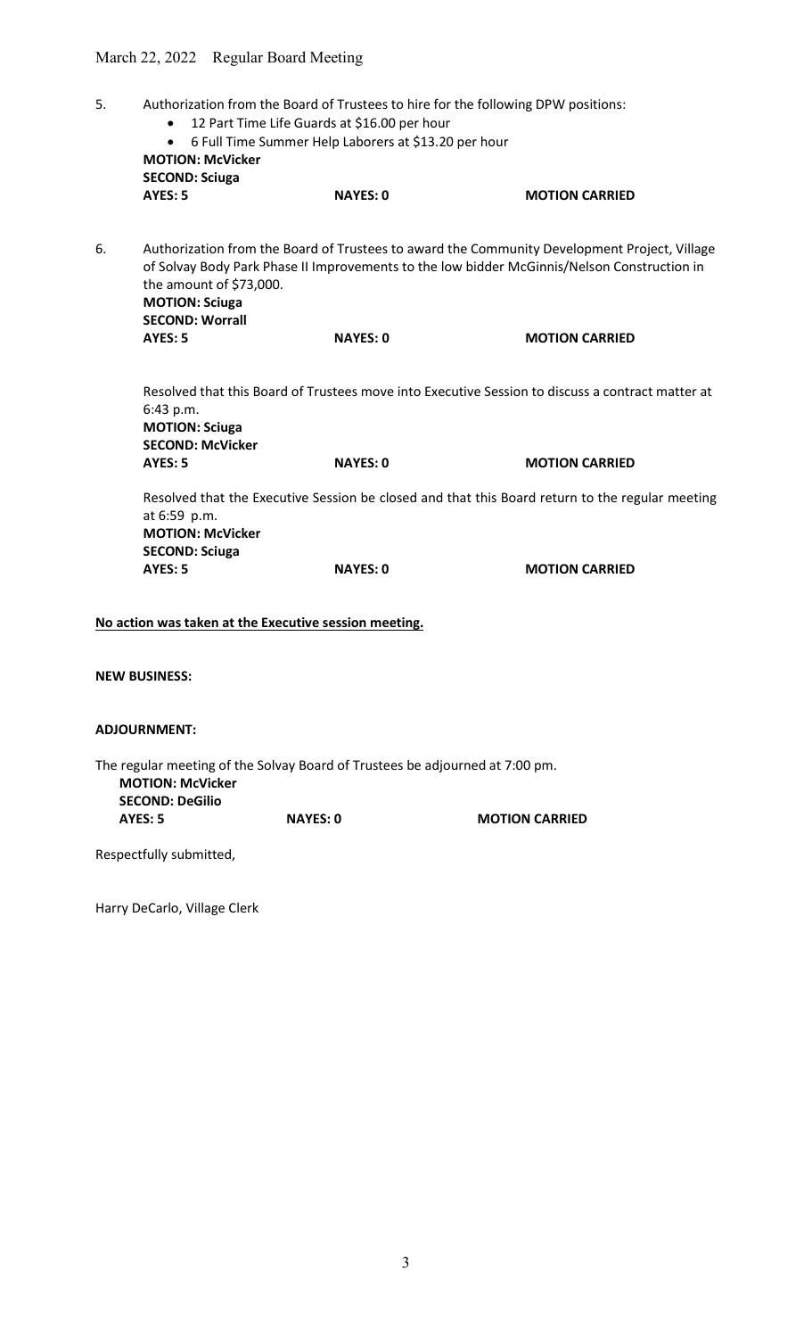5. Authorization from the Board of Trustees to hire for the following DPW positions:
   - 12 Part Time Life Guards at $16.00 per hour
   - 6 Full Time Summer Help Laborers at $13.20 per hour

   **MOTION: McVicker**
   **SECOND: Sciuga**
   **AYES: 5** **NAYES: 0** **MOTION CARRIED**

6. Authorization from the Board of Trustees to award the Community Development Project, Village of Solvay Body Park Phase II Improvements to the low bidder McGinnis/Nelson Construction in the amount of $73,000.

   **MOTION: Sciuga**
   **SECOND: Worrall**
   **AYES: 5** **NAYES: 0** **MOTION CARRIED**

   Resolved that this Board of Trustees move into Executive Session to discuss a contract matter at 6:43 p.m.

   **MOTION: Sciuga**
   **SECOND: McVicker**
   **AYES: 5** **NAYES: 0** **MOTION CARRIED**

   Resolved that the Executive Session be closed and that this Board return to the regular meeting at 6:59 p.m.

   **MOTION: McVicker**
   **SECOND: Sciuga**
   **AYES: 5** **NAYES: 0** **MOTION CARRIED**

**No action was taken at the Executive session meeting.**

**NEW BUSINESS:**

**ADJOURNMENT:**

The regular meeting of the Solvay Board of Trustees be adjourned at 7:00 pm.

**MOTION: McVicker**
**SECOND: DeGilio**
**AYES: 5** **NAYES: 0** **MOTION CARRIED**

Respectfully submitted,

Harry DeCarlo, Village Clerk